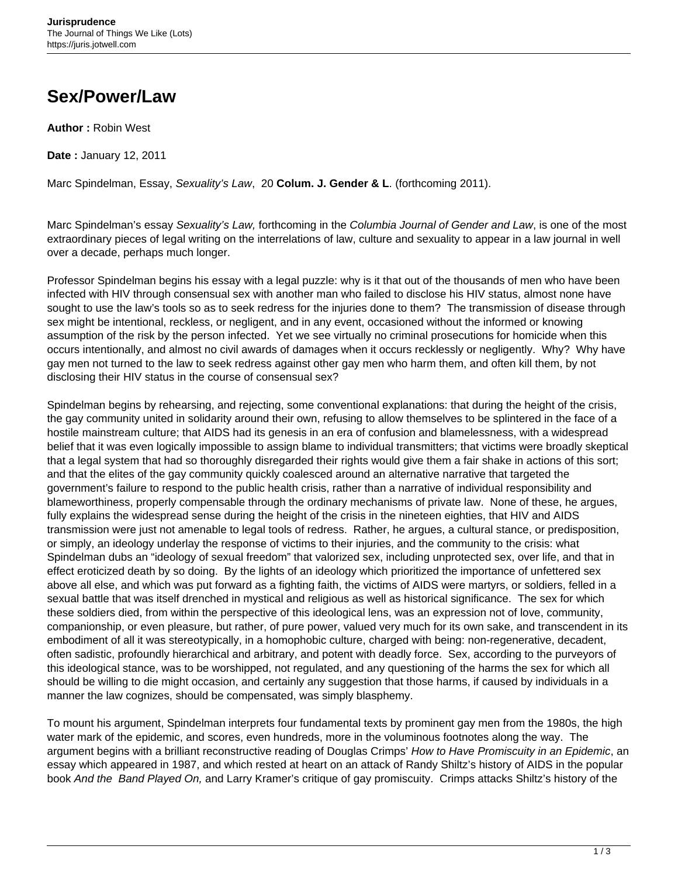# Sex/Power/Law

**Author :** Robin West

**Date :** January 12, 2011

Marc Spindelman, Essay, *Sexuality's Law*, 20 **Colum. J. Gender & L**. (forthcoming 2011).

Marc Spindelman's essay *Sexuality's Law,* forthcoming in the *Columbia Journal of Gender and Law*, is one of the most extraordinary pieces of legal writing on the interrelations of law, culture and sexuality to appear in a law journal in well over a decade, perhaps much longer.

Professor Spindelman begins his essay with a legal puzzle: why is it that out of the thousands of men who have been infected with HIV through consensual sex with another man who failed to disclose his HIV status, almost none have sought to use the law's tools so as to seek redress for the injuries done to them? The transmission of disease through sex might be intentional, reckless, or negligent, and in any event, occasioned without the informed or knowing assumption of the risk by the person infected. Yet we see virtually no criminal prosecutions for homicide when this occurs intentionally, and almost no civil awards of damages when it occurs recklessly or negligently. Why? Why have gay men not turned to the law to seek redress against other gay men who harm them, and often kill them, by not disclosing their HIV status in the course of consensual sex?

Spindelman begins by rehearsing, and rejecting, some conventional explanations: that during the height of the crisis, the gay community united in solidarity around their own, refusing to allow themselves to be splintered in the face of a hostile mainstream culture; that AIDS had its genesis in an era of confusion and blamelessness, with a widespread belief that it was even logically impossible to assign blame to individual transmitters; that victims were broadly skeptical that a legal system that had so thoroughly disregarded their rights would give them a fair shake in actions of this sort; and that the elites of the gay community quickly coalesced around an alternative narrative that targeted the government's failure to respond to the public health crisis, rather than a narrative of individual responsibility and blameworthiness, properly compensable through the ordinary mechanisms of private law. None of these, he argues, fully explains the widespread sense during the height of the crisis in the nineteen eighties, that HIV and AIDS transmission were just not amenable to legal tools of redress. Rather, he argues, a cultural stance, or predisposition, or simply, an ideology underlay the response of victims to their injuries, and the community to the crisis: what Spindelman dubs an "ideology of sexual freedom" that valorized sex, including unprotected sex, over life, and that in effect eroticized death by so doing. By the lights of an ideology which prioritized the importance of unfettered sex above all else, and which was put forward as a fighting faith, the victims of AIDS were martyrs, or soldiers, felled in a sexual battle that was itself drenched in mystical and religious as well as historical significance. The sex for which these soldiers died, from within the perspective of this ideological lens, was an expression not of love, community, companionship, or even pleasure, but rather, of pure power, valued very much for its own sake, and transcendent in its embodiment of all it was stereotypically, in a homophobic culture, charged with being: non-regenerative, decadent, often sadistic, profoundly hierarchical and arbitrary, and potent with deadly force. Sex, according to the purveyors of this ideological stance, was to be worshipped, not regulated, and any questioning of the harms the sex for which all should be willing to die might occasion, and certainly any suggestion that those harms, if caused by individuals in a manner the law cognizes, should be compensated, was simply blasphemy.

To mount his argument, Spindelman interprets four fundamental texts by prominent gay men from the 1980s, the high water mark of the epidemic, and scores, even hundreds, more in the voluminous footnotes along the way. The argument begins with a brilliant reconstructive reading of Douglas Crimps' *How to Have Promiscuity in an Epidemic*, an essay which appeared in 1987, and which rested at heart on an attack of Randy Shiltz's history of AIDS in the popular book *And the Band Played On,* and Larry Kramer's critique of gay promiscuity. Crimps attacks Shiltz's history of the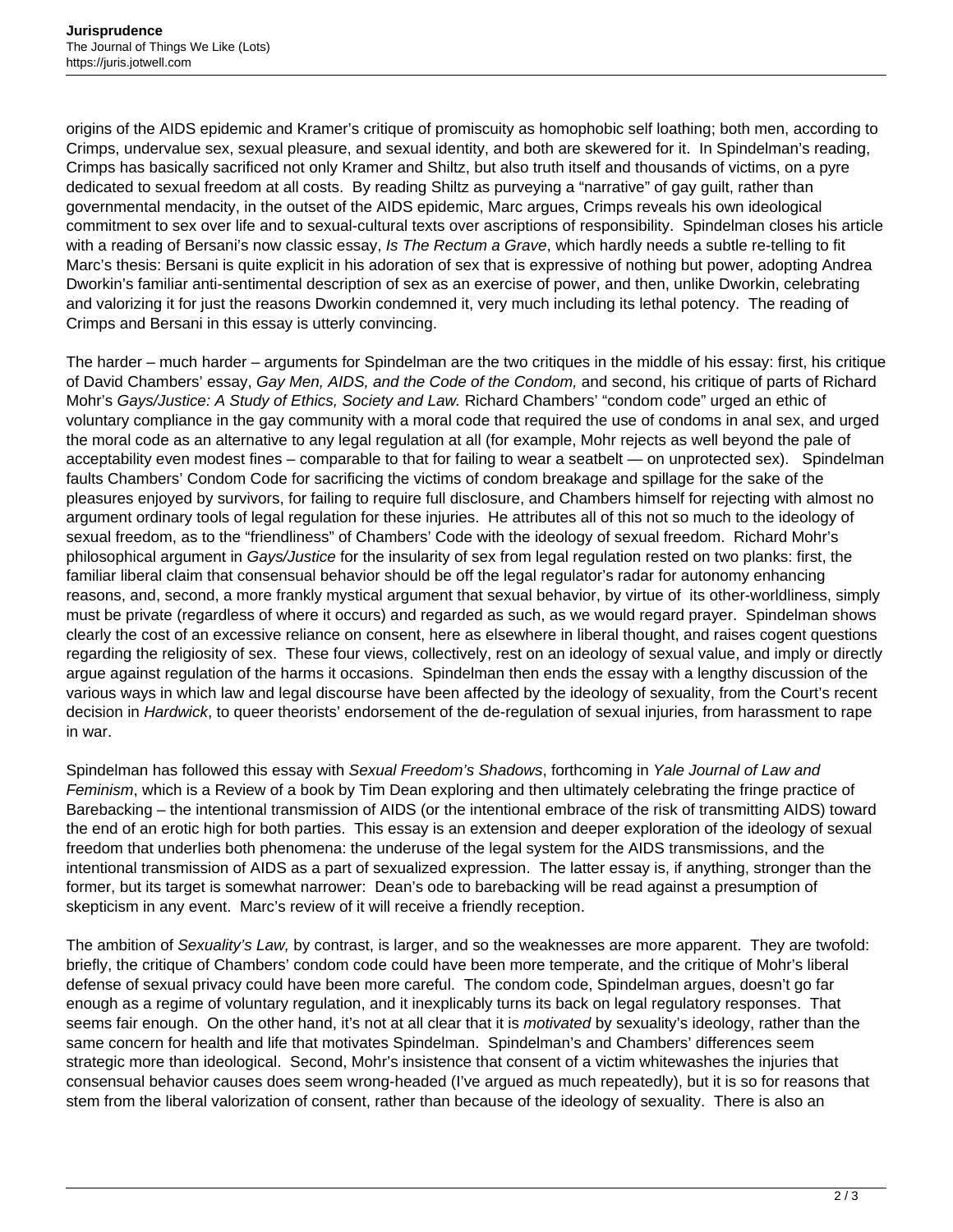origins of the AIDS epidemic and Kramer's critique of promiscuity as homophobic self loathing; both men, according to Crimps, undervalue sex, sexual pleasure, and sexual identity, and both are skewered for it. In Spindelman's reading, Crimps has basically sacrificed not only Kramer and Shiltz, but also truth itself and thousands of victims, on a pyre dedicated to sexual freedom at all costs. By reading Shiltz as purveying a "narrative" of gay guilt, rather than governmental mendacity, in the outset of the AIDS epidemic, Marc argues, Crimps reveals his own ideological commitment to sex over life and to sexual-cultural texts over ascriptions of responsibility. Spindelman closes his article with a reading of Bersani's now classic essay, *Is The Rectum a Grave*, which hardly needs a subtle re-telling to fit Marc's thesis: Bersani is quite explicit in his adoration of sex that is expressive of nothing but power, adopting Andrea Dworkin's familiar anti-sentimental description of sex as an exercise of power, and then, unlike Dworkin, celebrating and valorizing it for just the reasons Dworkin condemned it, very much including its lethal potency. The reading of Crimps and Bersani in this essay is utterly convincing.

The harder – much harder – arguments for Spindelman are the two critiques in the middle of his essay: first, his critique of David Chambers' essay, *Gay Men, AIDS, and the Code of the Condom,* and second, his critique of parts of Richard Mohr's *Gays/Justice: A Study of Ethics, Society and Law.* Richard Chambers' "condom code" urged an ethic of voluntary compliance in the gay community with a moral code that required the use of condoms in anal sex, and urged the moral code as an alternative to any legal regulation at all (for example, Mohr rejects as well beyond the pale of acceptability even modest fines – comparable to that for failing to wear a seatbelt — on unprotected sex). Spindelman faults Chambers' Condom Code for sacrificing the victims of condom breakage and spillage for the sake of the pleasures enjoyed by survivors, for failing to require full disclosure, and Chambers himself for rejecting with almost no argument ordinary tools of legal regulation for these injuries. He attributes all of this not so much to the ideology of sexual freedom, as to the "friendliness" of Chambers' Code with the ideology of sexual freedom. Richard Mohr's philosophical argument in *Gays/Justice* for the insularity of sex from legal regulation rested on two planks: first, the familiar liberal claim that consensual behavior should be off the legal regulator's radar for autonomy enhancing reasons, and, second, a more frankly mystical argument that sexual behavior, by virtue of its other-worldliness, simply must be private (regardless of where it occurs) and regarded as such, as we would regard prayer. Spindelman shows clearly the cost of an excessive reliance on consent, here as elsewhere in liberal thought, and raises cogent questions regarding the religiosity of sex. These four views, collectively, rest on an ideology of sexual value, and imply or directly argue against regulation of the harms it occasions. Spindelman then ends the essay with a lengthy discussion of the various ways in which law and legal discourse have been affected by the ideology of sexuality, from the Court's recent decision in *Hardwick*, to queer theorists' endorsement of the de-regulation of sexual injuries, from harassment to rape in war.

Spindelman has followed this essay with *Sexual Freedom's Shadows*, forthcoming in *Yale Journal of Law and Feminism*, which is a Review of a book by Tim Dean exploring and then ultimately celebrating the fringe practice of Barebacking – the intentional transmission of AIDS (or the intentional embrace of the risk of transmitting AIDS) toward the end of an erotic high for both parties. This essay is an extension and deeper exploration of the ideology of sexual freedom that underlies both phenomena: the underuse of the legal system for the AIDS transmissions, and the intentional transmission of AIDS as a part of sexualized expression. The latter essay is, if anything, stronger than the former, but its target is somewhat narrower: Dean's ode to barebacking will be read against a presumption of skepticism in any event. Marc's review of it will receive a friendly reception.

The ambition of *Sexuality's Law,* by contrast, is larger, and so the weaknesses are more apparent. They are twofold: briefly, the critique of Chambers' condom code could have been more temperate, and the critique of Mohr's liberal defense of sexual privacy could have been more careful. The condom code, Spindelman argues, doesn't go far enough as a regime of voluntary regulation, and it inexplicably turns its back on legal regulatory responses. That seems fair enough. On the other hand, it's not at all clear that it is *motivated* by sexuality's ideology, rather than the same concern for health and life that motivates Spindelman. Spindelman's and Chambers' differences seem strategic more than ideological. Second, Mohr's insistence that consent of a victim whitewashes the injuries that consensual behavior causes does seem wrong-headed (I've argued as much repeatedly), but it is so for reasons that stem from the liberal valorization of consent, rather than because of the ideology of sexuality. There is also an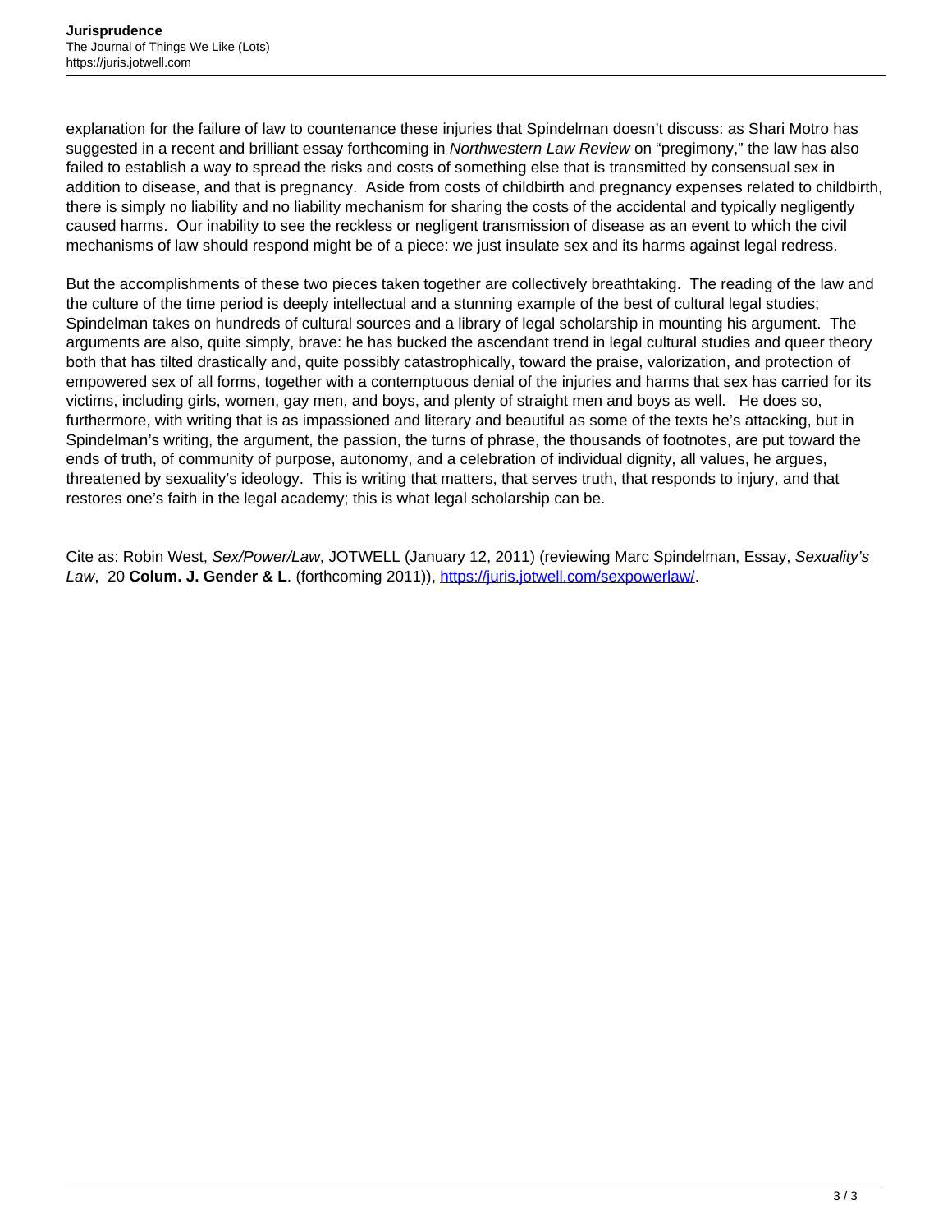explanation for the failure of law to countenance these injuries that Spindelman doesn't discuss: as Shari Motro has suggested in a recent and brilliant essay forthcoming in *Northwestern Law Review* on "pregimony," the law has also failed to establish a way to spread the risks and costs of something else that is transmitted by consensual sex in addition to disease, and that is pregnancy. Aside from costs of childbirth and pregnancy expenses related to childbirth, there is simply no liability and no liability mechanism for sharing the costs of the accidental and typically negligently caused harms. Our inability to see the reckless or negligent transmission of disease as an event to which the civil mechanisms of law should respond might be of a piece: we just insulate sex and its harms against legal redress.

But the accomplishments of these two pieces taken together are collectively breathtaking. The reading of the law and the culture of the time period is deeply intellectual and a stunning example of the best of cultural legal studies; Spindelman takes on hundreds of cultural sources and a library of legal scholarship in mounting his argument. The arguments are also, quite simply, brave: he has bucked the ascendant trend in legal cultural studies and queer theory both that has tilted drastically and, quite possibly catastrophically, toward the praise, valorization, and protection of empowered sex of all forms, together with a contemptuous denial of the injuries and harms that sex has carried for its victims, including girls, women, gay men, and boys, and plenty of straight men and boys as well. He does so, furthermore, with writing that is as impassioned and literary and beautiful as some of the texts he's attacking, but in Spindelman's writing, the argument, the passion, the turns of phrase, the thousands of footnotes, are put toward the ends of truth, of community of purpose, autonomy, and a celebration of individual dignity, all values, he argues, threatened by sexuality's ideology. This is writing that matters, that serves truth, that responds to injury, and that restores one's faith in the legal academy; this is what legal scholarship can be.

Cite as: Robin West, *Sex/Power/Law*, JOTWELL (January 12, 2011) (reviewing Marc Spindelman, Essay, *Sexuality's Law*, 20 **Colum. J. Gender & L**. (forthcoming 2011)), https://juris.jotwell.com/sexpowerlaw/.